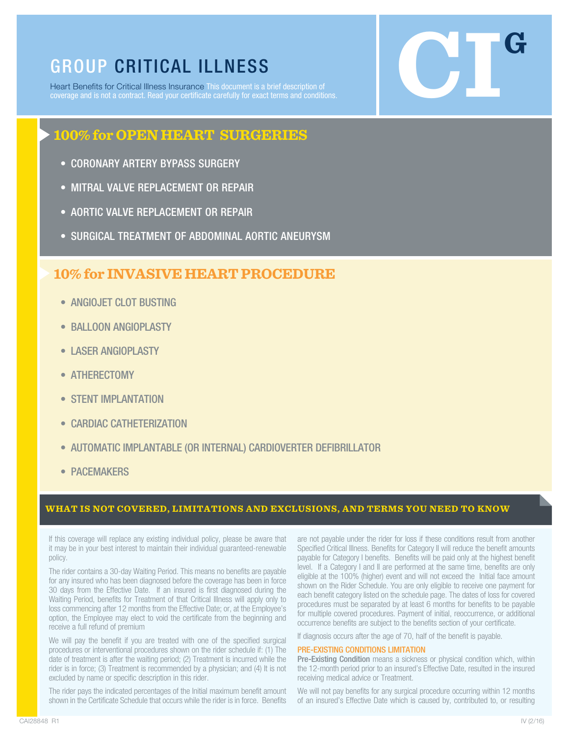# GROUP CRITICAL ILLNESS

Heart Benefits for Critical Illness Insurance This document is a brief description of coverage and is not a contract. Read your certificate carefully for exact terms and conditions.

CI^G

## 100% for OPEN HEART SURGERIES

- CORONARY ARTERY BYPASS SURGERY
- MITRAL VALVE REPLACEMENT OR REPAIR
- AORTIC VALVE REPLACEMENT OR REPAIR
- SURGICAL TREATMENT OF ABDOMINAL AORTIC ANEURYSM

## 10% for INVASIVE HEART PROCEDURE

- ANGIOJET CLOT BUSTING
- BALLOON ANGIOPLASTY
- LASER ANGIOPLASTY
- ATHERECTOMY
- STENT IMPLANTATION
- CARDIAC CATHETERIZATION
- AUTOMATIC IMPLANTABLE (OR INTERNAL) CARDIOVERTER DEFIBRILLATOR
- PACEMAKERS

## WHAT IS NOT COVERED, LIMITATIONS AND EXCLUSIONS, AND TERMS YOU NEED TO KNOW

If this coverage will replace any existing individual policy, please be aware that it may be in your best interest to maintain their individual guaranteed-renewable policy.

The rider contains a 30-day Waiting Period. This means no benefits are payable for any insured who has been diagnosed before the coverage has been in force 30 days from the Effective Date. If an insured is first diagnosed during the Waiting Period, benefits for Treatment of that Critical Illness will apply only to loss commencing after 12 months from the Effective Date; or, at the Employee's option, the Employee may elect to void the certificate from the beginning and receive a full refund of premium

We will pay the benefit if you are treated with one of the specified surgical procedures or interventional procedures shown on the rider schedule if: (1) The date of treatment is after the waiting period; (2) Treatment is incurred while the rider is in force; (3) Treatment is recommended by a physician; and (4) It is not excluded by name or specific description in this rider.

The rider pays the indicated percentages of the Initial maximum benefit amount shown in the Certificate Schedule that occurs while the rider is in force. Benefits are not payable under the rider for loss if these conditions result from another Specified Critical Illness. Benefits for Category II will reduce the benefit amounts payable for Category I benefits. Benefits will be paid only at the highest benefit level. If a Category I and II are performed at the same time, benefits are only eligible at the 100% (higher) event and will not exceed the Initial face amount shown on the Rider Schedule. You are only eligible to receive one payment for each benefit category listed on the schedule page. The dates of loss for covered procedures must be separated by at least 6 months for benefits to be payable for multiple covered procedures. Payment of initial, reoccurrence, or additional occurrence benefits are subject to the benefits section of your certificate.

If diagnosis occurs after the age of 70, half of the benefit is payable.

### PRE-EXISTING CONDITIONS LIMITATION

**Pre-Existing Condition** means a sickness or physical condition which, within the 12-month period prior to an insured's Effective Date, resulted in the insured receiving medical advice or Treatment.

We will not pay benefits for any surgical procedure occurring within 12 months of an insured's Effective Date which is caused by, contributed to, or resulting

CAI28848 R1 IV (2/16)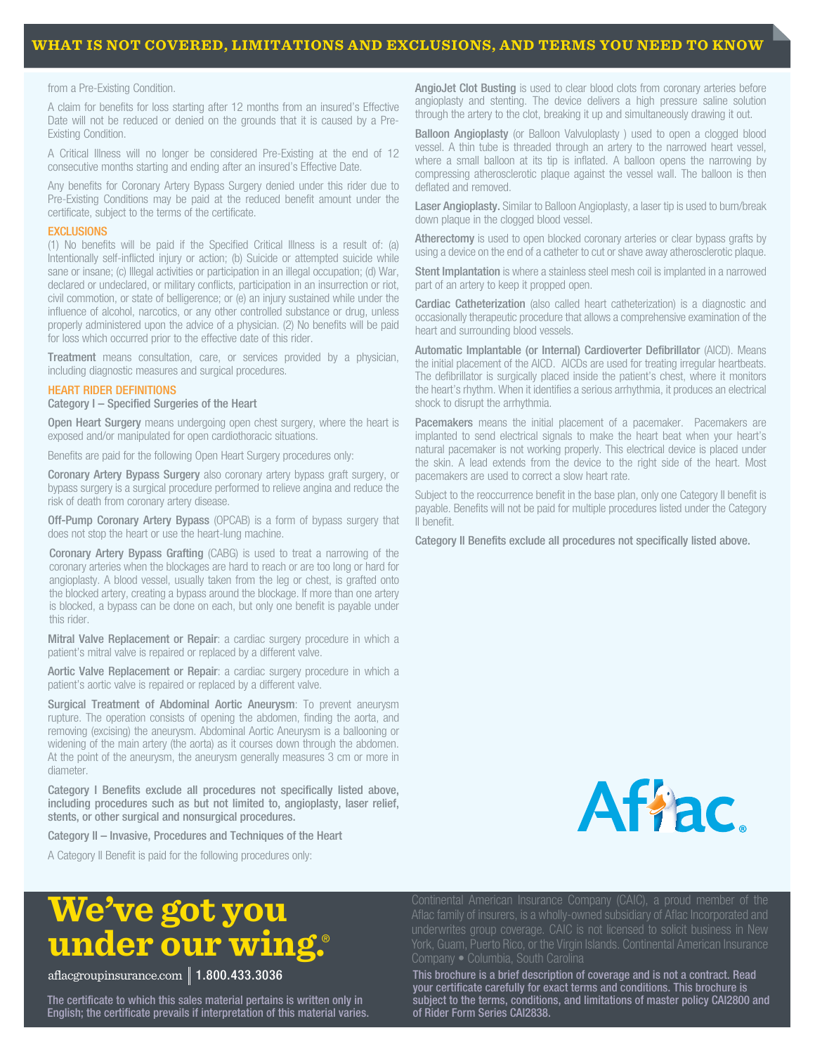## WHAT IS NOT COVERED, LIMITATIONS AND EXCLUSIONS, AND TERMS YOU NEED TO KNOW

from a Pre-Existing Condition.

A claim for benefits for loss starting after 12 months from an insured's Effective Date will not be reduced or denied on the grounds that it is caused by a Pre-Existing Condition.

A Critical Illness will no longer be considered Pre-Existing at the end of 12 consecutive months starting and ending after an insured's Effective Date.

Any benefits for Coronary Artery Bypass Surgery denied under this rider due to Pre-Existing Conditions may be paid at the reduced benefit amount under the certificate, subject to the terms of the certificate.

### EXCLUSIONS

(1) No benefits will be paid if the Specified Critical Illness is a result of: (a) Intentionally self-inflicted injury or action; (b) Suicide or attempted suicide while sane or insane; (c) Illegal activities or participation in an illegal occupation; (d) War, declared or undeclared, or military conflicts, participation in an insurrection or riot, civil commotion, or state of belligerence; or (e) an injury sustained while under the influence of alcohol, narcotics, or any other controlled substance or drug, unless properly administered upon the advice of a physician. (2) No benefits will be paid for loss which occurred prior to the effective date of this rider.

**Treatment** means consultation, care, or services provided by a physician, including diagnostic measures and surgical procedures.

### HEART RIDER DEFINITIONS

**Category I – Specified Surgeries of the Heart**

**Open Heart Surgery** means undergoing open chest surgery, where the heart is exposed and/or manipulated for open cardiothoracic situations.

Benefits are paid for the following Open Heart Surgery procedures only:

**Coronary Artery Bypass Surgery** also coronary artery bypass graft surgery, or bypass surgery is a surgical procedure performed to relieve angina and reduce the risk of death from coronary artery disease.

**Off-Pump Coronary Artery Bypass** (OPCAB) is a form of bypass surgery that does not stop the heart or use the heart-lung machine.

**Coronary Artery Bypass Grafting** (CABG) is used to treat a narrowing of the coronary arteries when the blockages are hard to reach or are too long or hard for angioplasty. A blood vessel, usually taken from the leg or chest, is grafted onto the blocked artery, creating a bypass around the blockage. If more than one artery is blocked, a bypass can be done on each, but only one benefit is payable under this rider.

**Mitral Valve Replacement or Repair**: a cardiac surgery procedure in which a patient's mitral valve is repaired or replaced by a different valve.

**Aortic Valve Replacement or Repair**: a cardiac surgery procedure in which a patient's aortic valve is repaired or replaced by a different valve.

**Surgical Treatment of Abdominal Aortic Aneurysm**: To prevent aneurysm rupture. The operation consists of opening the abdomen, finding the aorta, and removing (excising) the aneurysm. Abdominal Aortic Aneurysm is a ballooning or widening of the main artery (the aorta) as it courses down through the abdomen. At the point of the aneurysm, the aneurysm generally measures 3 cm or more in diameter.

**Category I Benefits exclude all procedures not specifically listed above, including procedures such as but not limited to, angioplasty, laser relief, stents, or other surgical and nonsurgical procedures.**

**Category II – Invasive, Procedures and Techniques of the Heart**

A Category II Benefit is paid for the following procedures only:

**AngioJet Clot Busting** is used to clear blood clots from coronary arteries before angioplasty and stenting. The device delivers a high pressure saline solution through the artery to the clot, breaking it up and simultaneously drawing it out.

**Balloon Angioplasty** (or Balloon Valvuloplasty ) used to open a clogged blood vessel. A thin tube is threaded through an artery to the narrowed heart vessel, where a small balloon at its tip is inflated. A balloon opens the narrowing by compressing atherosclerotic plaque against the vessel wall. The balloon is then deflated and removed.

**Laser Angioplasty.** Similar to Balloon Angioplasty, a laser tip is used to burn/break down plaque in the clogged blood vessel.

**Atherectomy** is used to open blocked coronary arteries or clear bypass grafts by using a device on the end of a catheter to cut or shave away atherosclerotic plaque.

**Stent Implantation** is where a stainless steel mesh coil is implanted in a narrowed part of an artery to keep it propped open.

**Cardiac Catheterization** (also called heart catheterization) is a diagnostic and occasionally therapeutic procedure that allows a comprehensive examination of the heart and surrounding blood vessels.

**Automatic Implantable (or Internal) Cardioverter Defibrillator** (AICD). Means the initial placement of the AICD. AICDs are used for treating irregular heartbeats. The defibrillator is surgically placed inside the patient's chest, where it monitors the heart's rhythm. When it identifies a serious arrhythmia, it produces an electrical shock to disrupt the arrhythmia.

**Pacemakers** means the initial placement of a pacemaker. Pacemakers are implanted to send electrical signals to make the heart beat when your heart's natural pacemaker is not working properly. This electrical device is placed under the skin. A lead extends from the device to the right side of the heart. Most pacemakers are used to correct a slow heart rate.

Subject to the reoccurrence benefit in the base plan, only one Category II benefit is payable. Benefits will not be paid for multiple procedures listed under the Category II benefit.

**Category II Benefits exclude all procedures not specifically listed above.**

Aflac®

# We've got you under our wing.®

aflacgroupinsurance.com | **1.800.433.3036**

The certificate to which this sales material pertains is written only in English; the certificate prevails if interpretation of this material varies.

Continental American Insurance Company (CAIC), a proud member of the Aflac family of insurers, is a wholly-owned subsidiary of Aflac Incorporated and underwrites group coverage. CAIC is not licensed to solicit business in New York, Guam, Puerto Rico, or the Virgin Islands. Continental American Insurance Company • Columbia, South Carolina

**This brochure is a brief description of coverage and is not a contract. Read your certificate carefully for exact terms and conditions. This brochure is subject to the terms, conditions, and limitations of master policy CAI2800 and of Rider Form Series CAI2838.**